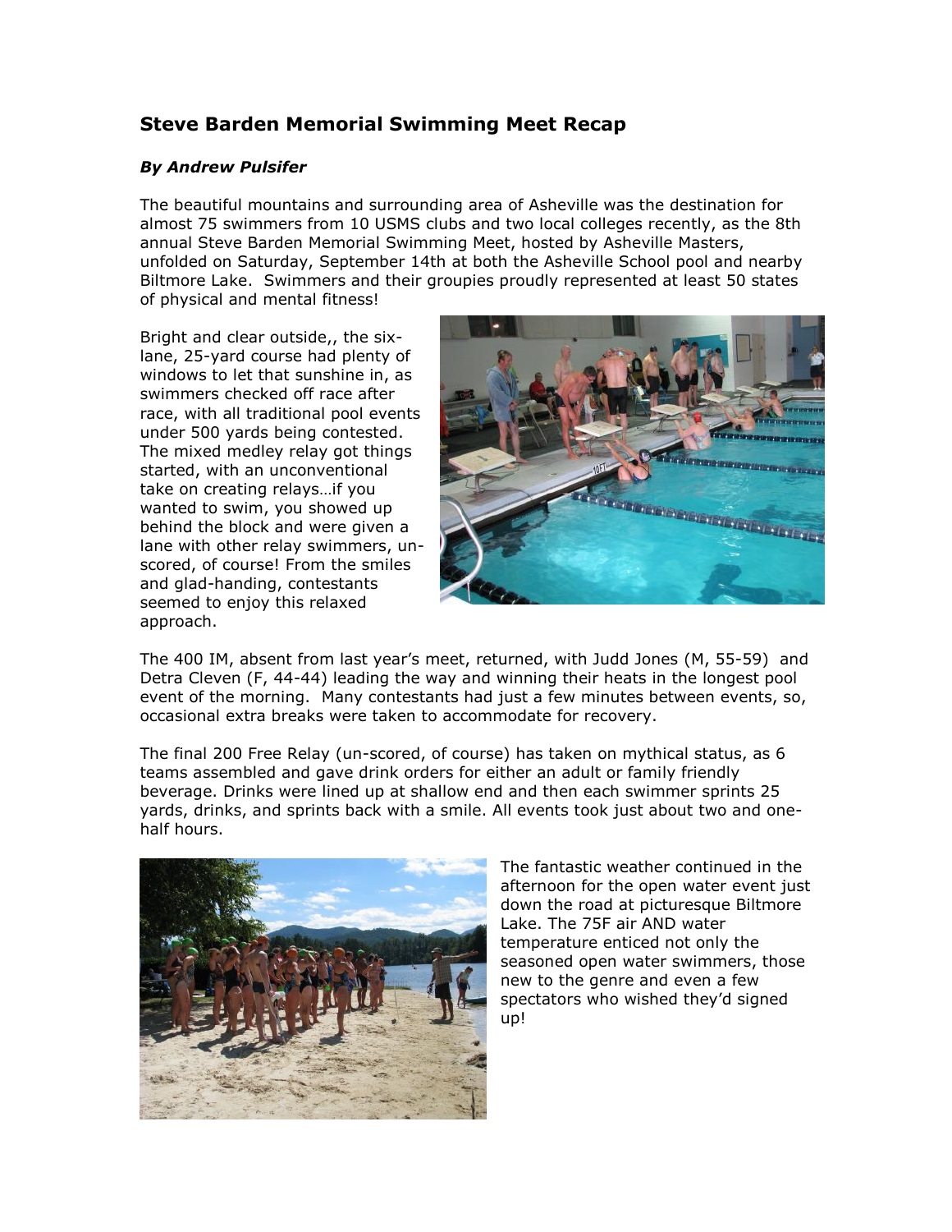## Steve Barden Memorial Swimming Meet Recap

***By Andrew Pulsifer***

The beautiful mountains and surrounding area of Asheville was the destination for almost 75 swimmers from 10 USMS clubs and two local colleges recently, as the 8th annual Steve Barden Memorial Swimming Meet, hosted by Asheville Masters, unfolded on Saturday, September 14th at both the Asheville School pool and nearby Biltmore Lake. Swimmers and their groupies proudly represented at least 50 states of physical and mental fitness!

Bright and clear outside,, the six-lane, 25-yard course had plenty of windows to let that sunshine in, as swimmers checked off race after race, with all traditional pool events under 500 yards being contested. The mixed medley relay got things started, with an unconventional take on creating relays…if you wanted to swim, you showed up behind the block and were given a lane with other relay swimmers, un-scored, of course! From the smiles and glad-handing, contestants seemed to enjoy this relaxed approach.

The 400 IM, absent from last year's meet, returned, with Judd Jones (M, 55-59) and Detra Cleven (F, 44-44) leading the way and winning their heats in the longest pool event of the morning. Many contestants had just a few minutes between events, so, occasional extra breaks were taken to accommodate for recovery.

The final 200 Free Relay (un-scored, of course) has taken on mythical status, as 6 teams assembled and gave drink orders for either an adult or family friendly beverage. Drinks were lined up at shallow end and then each swimmer sprints 25 yards, drinks, and sprints back with a smile. All events took just about two and one-half hours.

The fantastic weather continued in the afternoon for the open water event just down the road at picturesque Biltmore Lake. The 75F air AND water temperature enticed not only the seasoned open water swimmers, those new to the genre and even a few spectators who wished they'd signed up!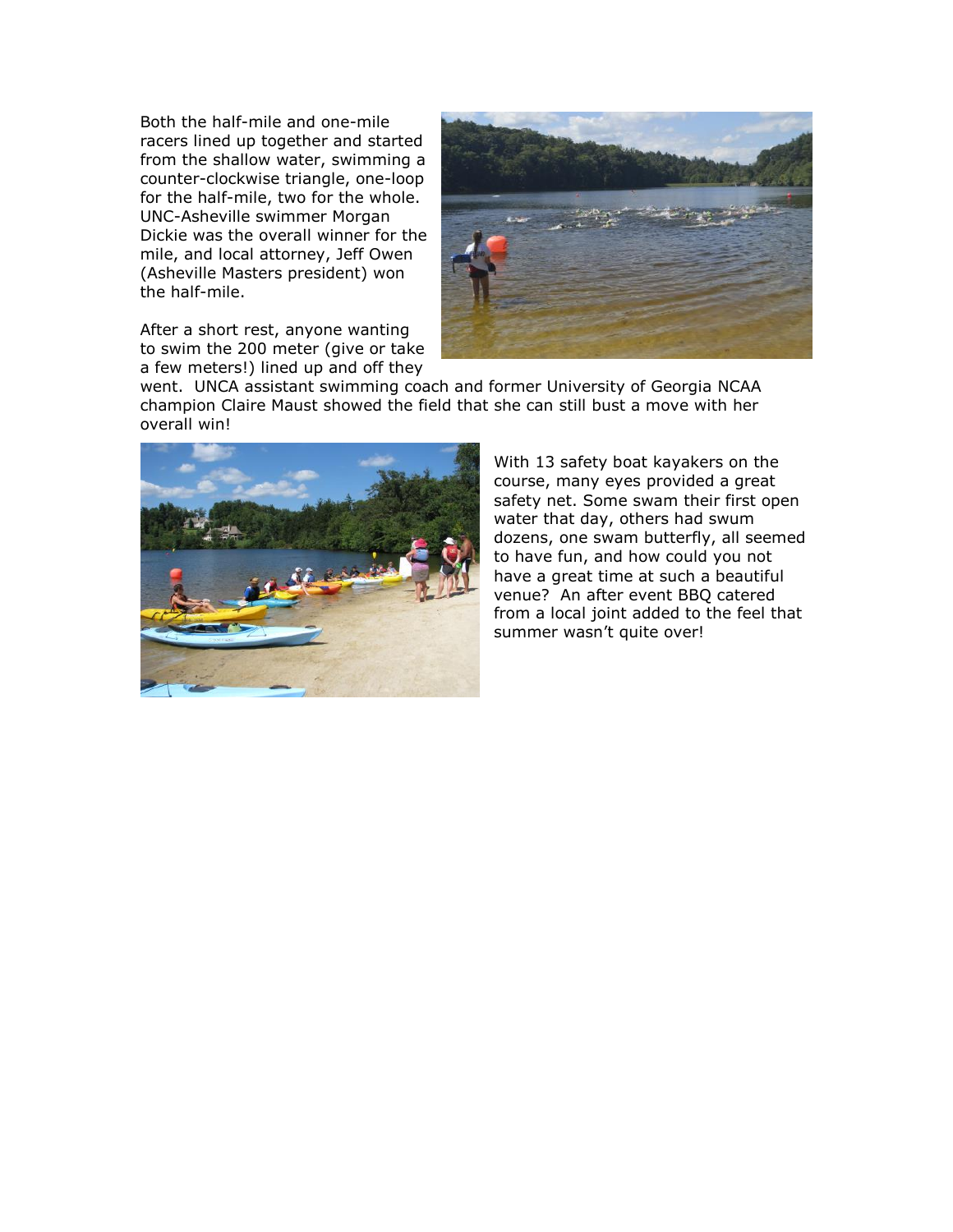Both the half-mile and one-mile racers lined up together and started from the shallow water, swimming a counter-clockwise triangle, one-loop for the half-mile, two for the whole. UNC-Asheville swimmer Morgan Dickie was the overall winner for the mile, and local attorney, Jeff Owen (Asheville Masters president) won the half-mile.

After a short rest, anyone wanting to swim the 200 meter (give or take a few meters!) lined up and off they went. UNCA assistant swimming coach and former University of Georgia NCAA champion Claire Maust showed the field that she can still bust a move with her overall win!

With 13 safety boat kayakers on the course, many eyes provided a great safety net. Some swam their first open water that day, others had swum dozens, one swam butterfly, all seemed to have fun, and how could you not have a great time at such a beautiful venue? An after event BBQ catered from a local joint added to the feel that summer wasn't quite over!